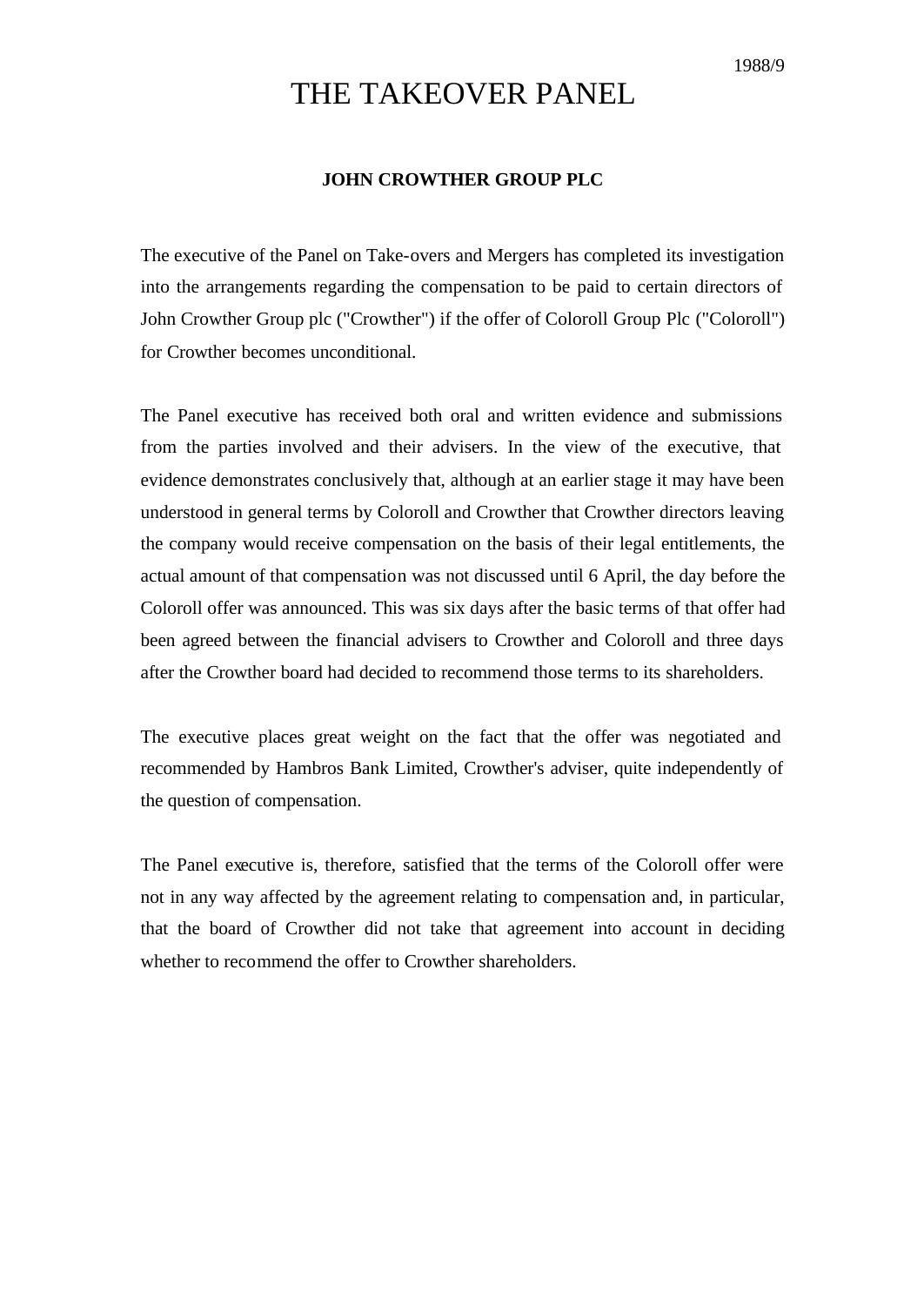1988/9

# THE TAKEOVER PANEL

## JOHN CROWTHER GROUP PLC

The executive of the Panel on Take-overs and Mergers has completed its investigation into the arrangements regarding the compensation to be paid to certain directors of John Crowther Group plc ("Crowther") if the offer of Coloroll Group Plc ("Coloroll") for Crowther becomes unconditional.

The Panel executive has received both oral and written evidence and submissions from the parties involved and their advisers. In the view of the executive, that evidence demonstrates conclusively that, although at an earlier stage it may have been understood in general terms by Coloroll and Crowther that Crowther directors leaving the company would receive compensation on the basis of their legal entitlements, the actual amount of that compensation was not discussed until 6 April, the day before the Coloroll offer was announced. This was six days after the basic terms of that offer had been agreed between the financial advisers to Crowther and Coloroll and three days after the Crowther board had decided to recommend those terms to its shareholders.

The executive places great weight on the fact that the offer was negotiated and recommended by Hambros Bank Limited, Crowther's adviser, quite independently of the question of compensation.

The Panel executive is, therefore, satisfied that the terms of the Coloroll offer were not in any way affected by the agreement relating to compensation and, in particular, that the board of Crowther did not take that agreement into account in deciding whether to recommend the offer to Crowther shareholders.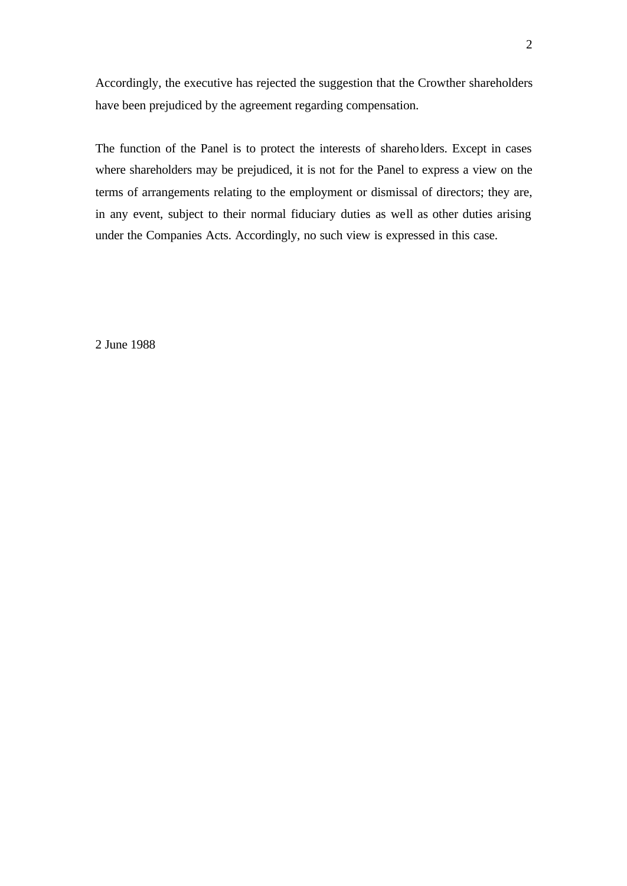Accordingly, the executive has rejected the suggestion that the Crowther shareholders have been prejudiced by the agreement regarding compensation.

The function of the Panel is to protect the interests of shareholders. Except in cases where shareholders may be prejudiced, it is not for the Panel to express a view on the terms of arrangements relating to the employment or dismissal of directors; they are, in any event, subject to their normal fiduciary duties as well as other duties arising under the Companies Acts. Accordingly, no such view is expressed in this case.

2 June 1988